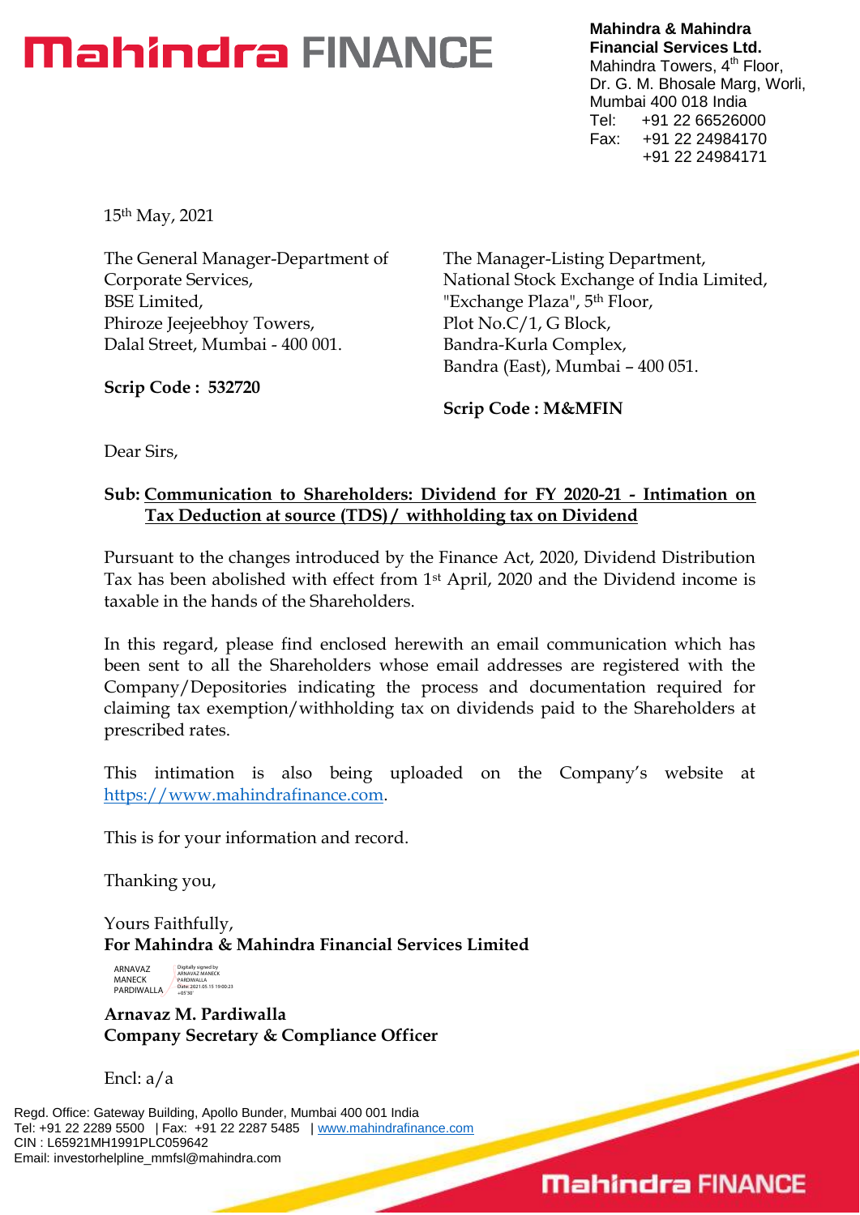# Mahindra FINANCE

**Mahindra & Mahindra Financial Services Ltd.**
Mahindra Towers, 4th Floor,
Dr. G. M. Bhosale Marg, Worli,
Mumbai 400 018 India
Tel: +91 22 66526000
Fax: +91 22 24984170
+91 22 24984171

15th May, 2021

The General Manager-Department of Corporate Services,
BSE Limited,
Phiroze Jeejeebhoy Towers,
Dalal Street, Mumbai - 400 001.

**Scrip Code : 532720**

The Manager-Listing Department,
National Stock Exchange of India Limited,
"Exchange Plaza", 5th Floor,
Plot No.C/1, G Block,
Bandra-Kurla Complex,
Bandra (East), Mumbai – 400 051.

**Scrip Code : M&MFIN**

Dear Sirs,

**Sub: Communication to Shareholders: Dividend for FY 2020-21 - Intimation on Tax Deduction at source (TDS) / withholding tax on Dividend**

Pursuant to the changes introduced by the Finance Act, 2020, Dividend Distribution Tax has been abolished with effect from 1st April, 2020 and the Dividend income is taxable in the hands of the Shareholders.

In this regard, please find enclosed herewith an email communication which has been sent to all the Shareholders whose email addresses are registered with the Company/Depositories indicating the process and documentation required for claiming tax exemption/withholding tax on dividends paid to the Shareholders at prescribed rates.

This intimation is also being uploaded on the Company's website at https://www.mahindrafinance.com.

This is for your information and record.

Thanking you,

Yours Faithfully,
**For Mahindra & Mahindra Financial Services Limited**

ARNAVAZ MANECK PARDIWALLA (Digitally signed by ARNAVAZ MANECK PARDIWALLA Date: 2021.05.15 19:00:23 +05'30')

**Arnavaz M. Pardiwalla**
**Company Secretary & Compliance Officer**

Encl: a/a

Regd. Office: Gateway Building, Apollo Bunder, Mumbai 400 001 India
Tel: +91 22 2289 5500 | Fax: +91 22 2287 5485 | www.mahindrafinance.com
CIN : L65921MH1991PLC059642
Email: investorhelpline_mmfsl@mahindra.com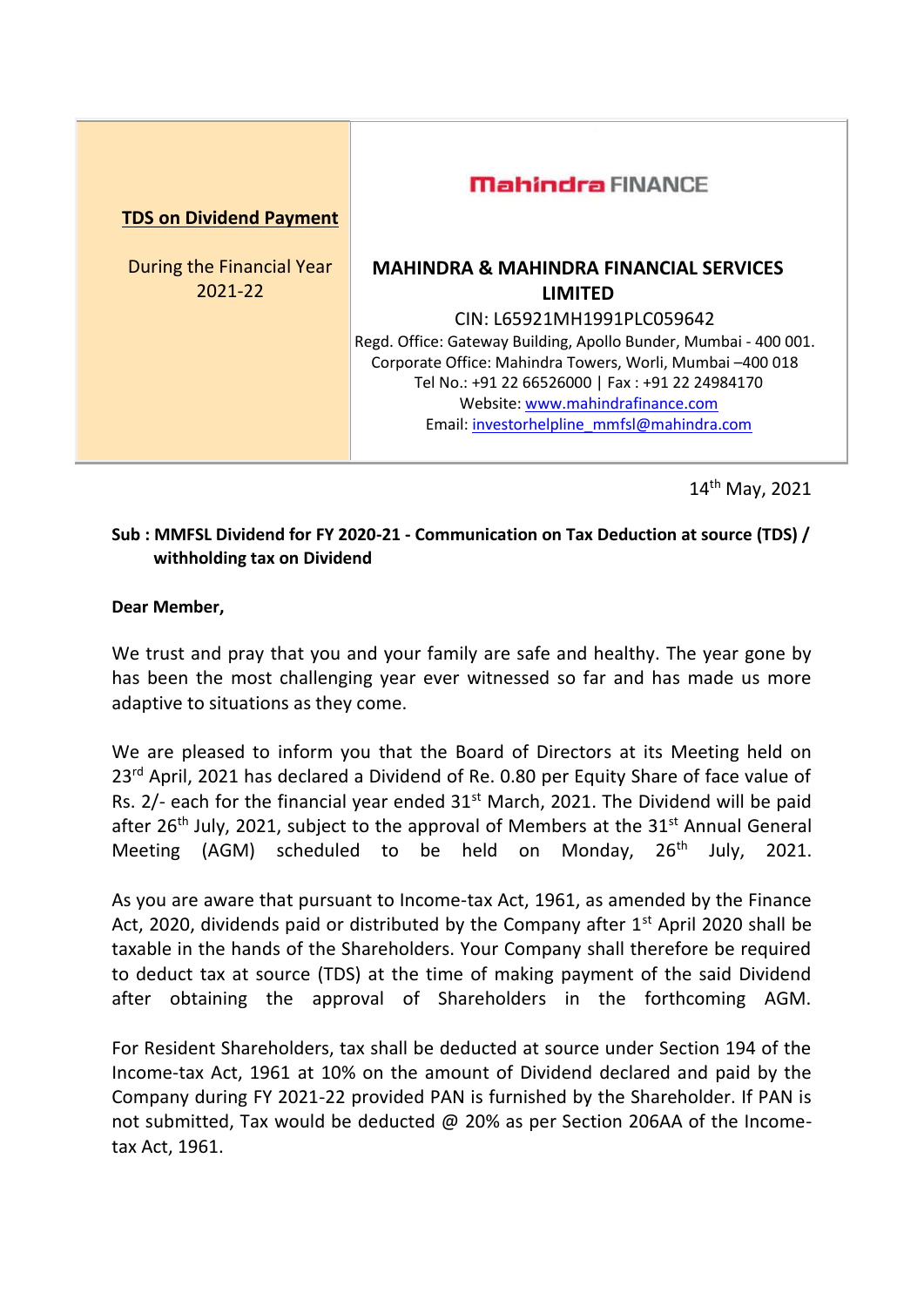| **TDS on Dividend Payment**<br><br>During the Financial Year 2021-22 | Mahindra FINANCE<br><br>**MAHINDRA & MAHINDRA FINANCIAL SERVICES LIMITED**<br>CIN: L65921MH1991PLC059642<br>Regd. Office: Gateway Building, Apollo Bunder, Mumbai - 400 001.<br>Corporate Office: Mahindra Towers, Worli, Mumbai –400 018<br>Tel No.: +91 22 66526000 \| Fax : +91 22 24984170<br>Website: www.mahindrafinance.com<br>Email: investorhelpline_mmfsl@mahindra.com |
|---|---|

14th May, 2021

**Sub : MMFSL Dividend for FY 2020-21 - Communication on Tax Deduction at source (TDS) / withholding tax on Dividend**

**Dear Member,**

We trust and pray that you and your family are safe and healthy. The year gone by has been the most challenging year ever witnessed so far and has made us more adaptive to situations as they come.

We are pleased to inform you that the Board of Directors at its Meeting held on 23rd April, 2021 has declared a Dividend of Re. 0.80 per Equity Share of face value of Rs. 2/- each for the financial year ended 31st March, 2021. The Dividend will be paid after 26th July, 2021, subject to the approval of Members at the 31st Annual General Meeting (AGM) scheduled to be held on Monday, 26th July, 2021.

As you are aware that pursuant to Income-tax Act, 1961, as amended by the Finance Act, 2020, dividends paid or distributed by the Company after 1st April 2020 shall be taxable in the hands of the Shareholders. Your Company shall therefore be required to deduct tax at source (TDS) at the time of making payment of the said Dividend after obtaining the approval of Shareholders in the forthcoming AGM.

For Resident Shareholders, tax shall be deducted at source under Section 194 of the Income-tax Act, 1961 at 10% on the amount of Dividend declared and paid by the Company during FY 2021-22 provided PAN is furnished by the Shareholder. If PAN is not submitted, Tax would be deducted @ 20% as per Section 206AA of the Income-tax Act, 1961.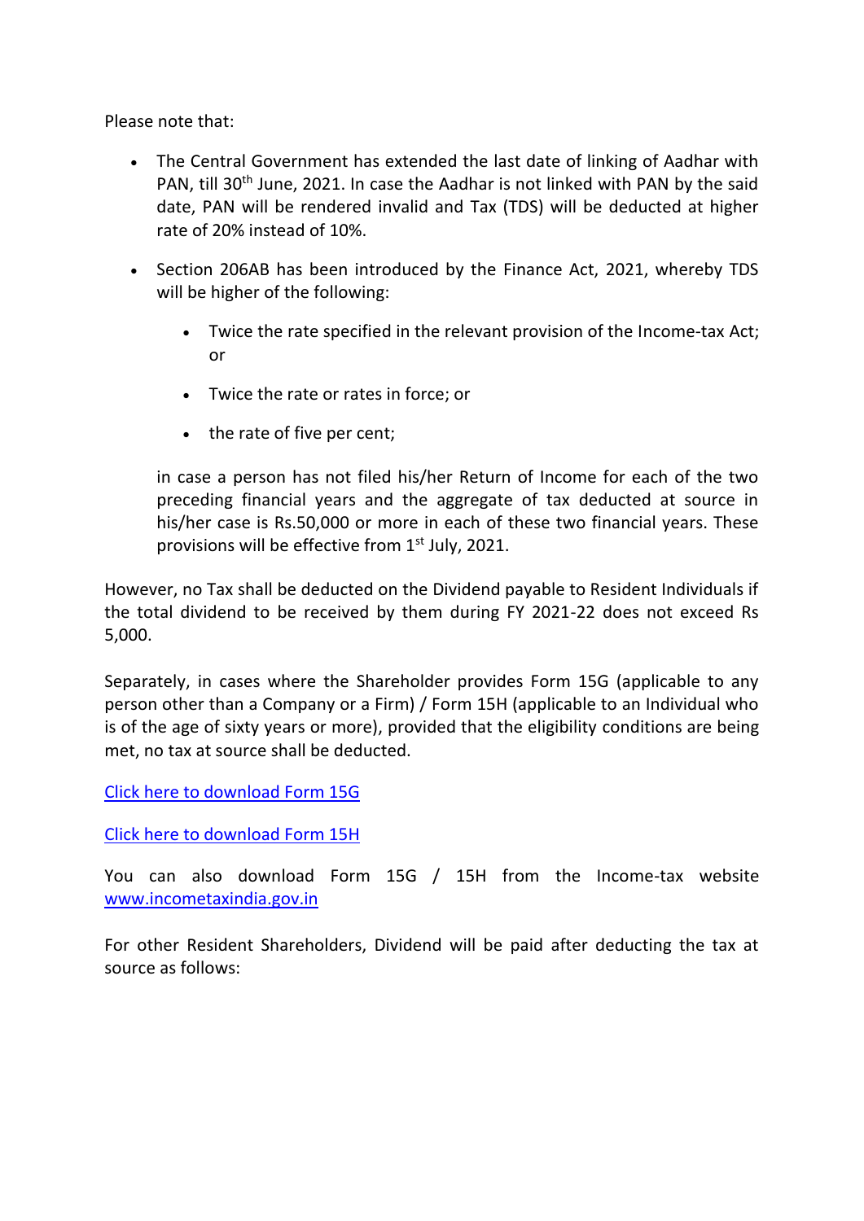Please note that:

- The Central Government has extended the last date of linking of Aadhar with PAN, till 30th June, 2021. In case the Aadhar is not linked with PAN by the said date, PAN will be rendered invalid and Tax (TDS) will be deducted at higher rate of 20% instead of 10%.
- Section 206AB has been introduced by the Finance Act, 2021, whereby TDS will be higher of the following:
  - Twice the rate specified in the relevant provision of the Income-tax Act; or
  - Twice the rate or rates in force; or
  - the rate of five per cent;

  in case a person has not filed his/her Return of Income for each of the two preceding financial years and the aggregate of tax deducted at source in his/her case is Rs.50,000 or more in each of these two financial years. These provisions will be effective from 1st July, 2021.

However, no Tax shall be deducted on the Dividend payable to Resident Individuals if the total dividend to be received by them during FY 2021-22 does not exceed Rs 5,000.

Separately, in cases where the Shareholder provides Form 15G (applicable to any person other than a Company or a Firm) / Form 15H (applicable to an Individual who is of the age of sixty years or more), provided that the eligibility conditions are being met, no tax at source shall be deducted.

Click here to download Form 15G

Click here to download Form 15H

You can also download Form 15G / 15H from the Income-tax website www.incometaxindia.gov.in

For other Resident Shareholders, Dividend will be paid after deducting the tax at source as follows: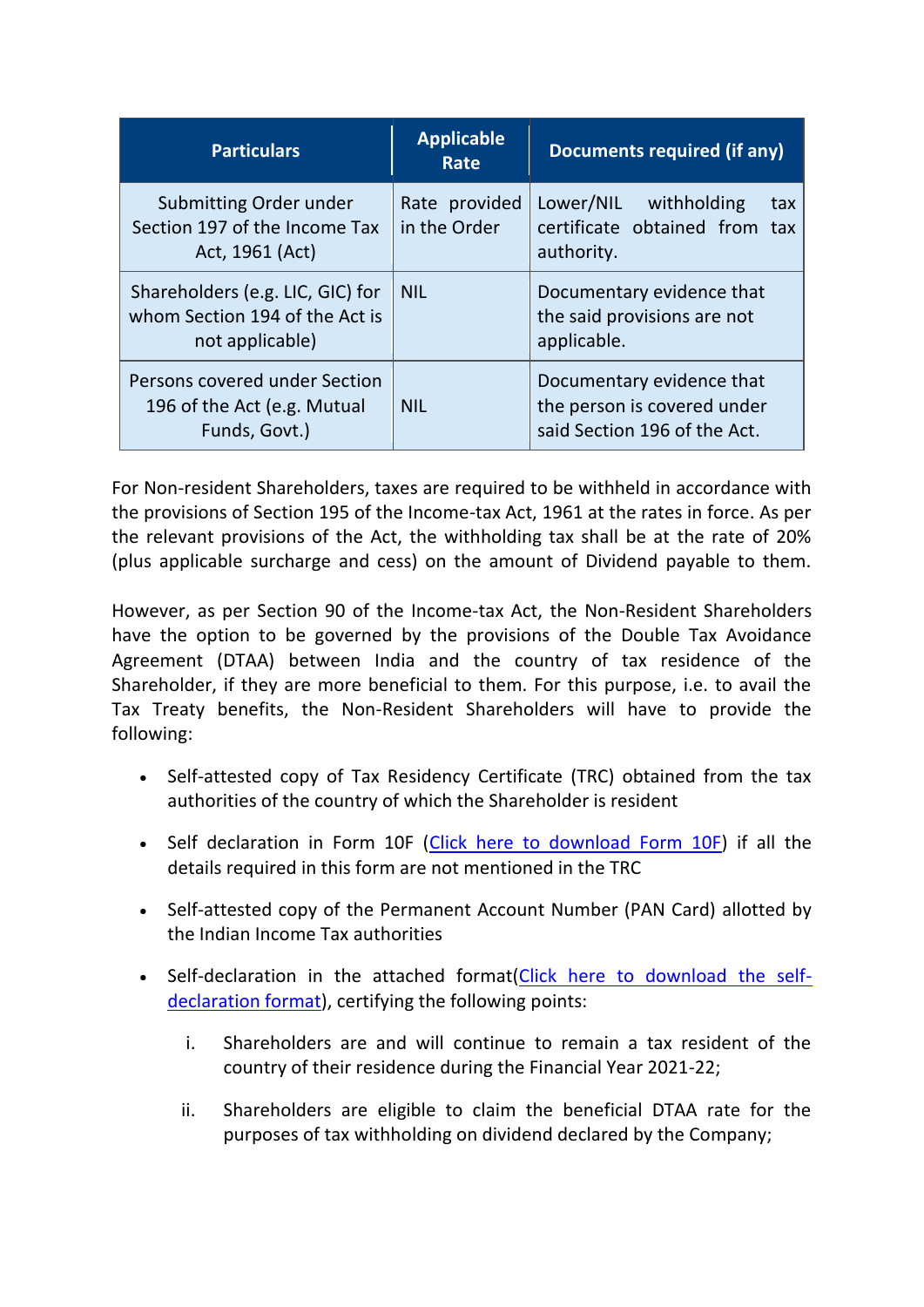| Particulars | Applicable Rate | Documents required (if any) |
|---|---|---|
| Submitting Order under Section 197 of the Income Tax Act, 1961 (Act) | Rate provided in the Order | Lower/NIL withholding tax certificate obtained from tax authority. |
| Shareholders (e.g. LIC, GIC) for whom Section 194 of the Act is not applicable) | NIL | Documentary evidence that the said provisions are not applicable. |
| Persons covered under Section 196 of the Act (e.g. Mutual Funds, Govt.) | NIL | Documentary evidence that the person is covered under said Section 196 of the Act. |

For Non-resident Shareholders, taxes are required to be withheld in accordance with the provisions of Section 195 of the Income-tax Act, 1961 at the rates in force. As per the relevant provisions of the Act, the withholding tax shall be at the rate of 20% (plus applicable surcharge and cess) on the amount of Dividend payable to them.

However, as per Section 90 of the Income-tax Act, the Non-Resident Shareholders have the option to be governed by the provisions of the Double Tax Avoidance Agreement (DTAA) between India and the country of tax residence of the Shareholder, if they are more beneficial to them. For this purpose, i.e. to avail the Tax Treaty benefits, the Non-Resident Shareholders will have to provide the following:

- Self-attested copy of Tax Residency Certificate (TRC) obtained from the tax authorities of the country of which the Shareholder is resident
- Self declaration in Form 10F (Click here to download Form 10F) if all the details required in this form are not mentioned in the TRC
- Self-attested copy of the Permanent Account Number (PAN Card) allotted by the Indian Income Tax authorities
- Self-declaration in the attached format(Click here to download the self-declaration format), certifying the following points:
    i. Shareholders are and will continue to remain a tax resident of the country of their residence during the Financial Year 2021-22;
    ii. Shareholders are eligible to claim the beneficial DTAA rate for the purposes of tax withholding on dividend declared by the Company;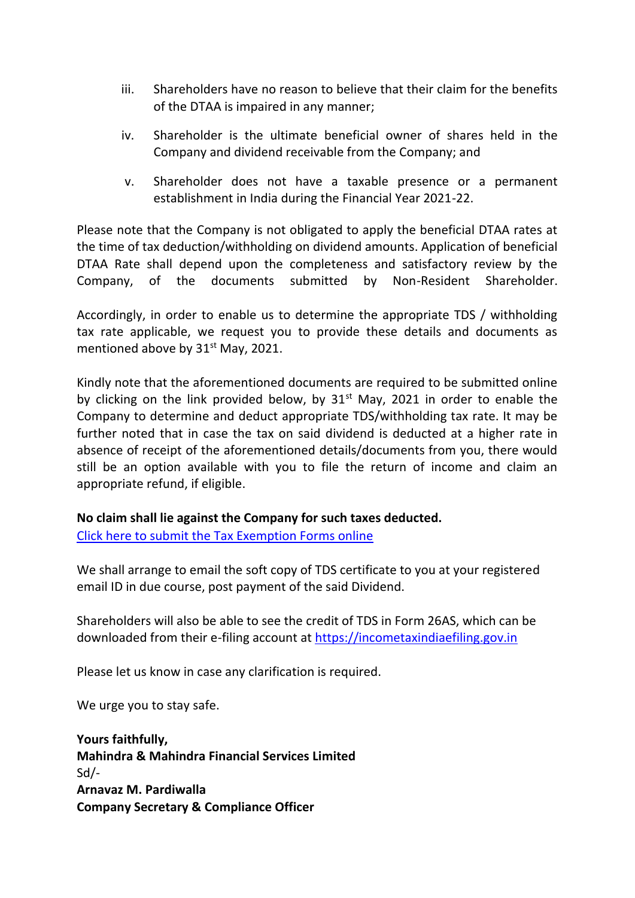iii. Shareholders have no reason to believe that their claim for the benefits of the DTAA is impaired in any manner;

iv. Shareholder is the ultimate beneficial owner of shares held in the Company and dividend receivable from the Company; and

v. Shareholder does not have a taxable presence or a permanent establishment in India during the Financial Year 2021-22.

Please note that the Company is not obligated to apply the beneficial DTAA rates at the time of tax deduction/withholding on dividend amounts. Application of beneficial DTAA Rate shall depend upon the completeness and satisfactory review by the Company, of the documents submitted by Non-Resident Shareholder.

Accordingly, in order to enable us to determine the appropriate TDS / withholding tax rate applicable, we request you to provide these details and documents as mentioned above by 31st May, 2021.

Kindly note that the aforementioned documents are required to be submitted online by clicking on the link provided below, by 31st May, 2021 in order to enable the Company to determine and deduct appropriate TDS/withholding tax rate. It may be further noted that in case the tax on said dividend is deducted at a higher rate in absence of receipt of the aforementioned details/documents from you, there would still be an option available with you to file the return of income and claim an appropriate refund, if eligible.

**No claim shall lie against the Company for such taxes deducted.**
Click here to submit the Tax Exemption Forms online

We shall arrange to email the soft copy of TDS certificate to you at your registered email ID in due course, post payment of the said Dividend.

Shareholders will also be able to see the credit of TDS in Form 26AS, which can be downloaded from their e-filing account at https://incometaxindiaefiling.gov.in

Please let us know in case any clarification is required.

We urge you to stay safe.

**Yours faithfully,**
**Mahindra & Mahindra Financial Services Limited**
Sd/-
**Arnavaz M. Pardiwalla**
**Company Secretary & Compliance Officer**